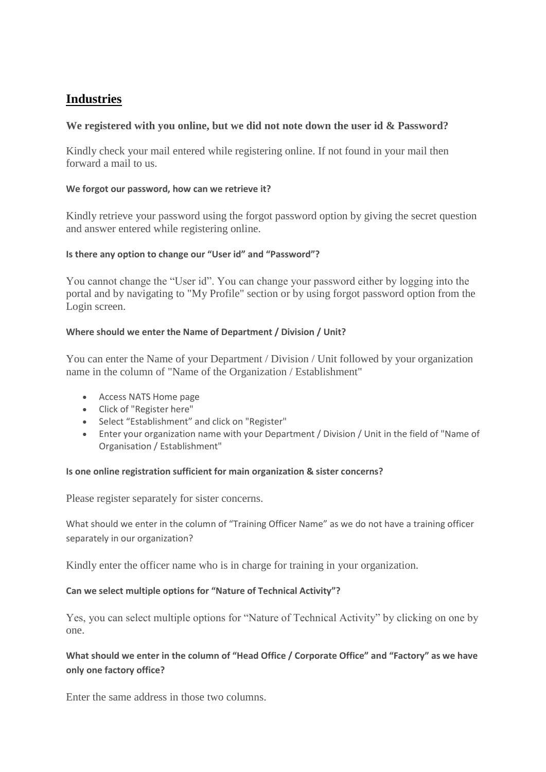# Industries

### We registered with you online, but we did not note down the user id & Password?

Kindly check your mail entered while registering online. If not found in your mail then forward a mail to us.

#### We forgot our password, how can we retrieve it?

Kindly retrieve your password using the forgot password option by giving the secret question and answer entered while registering online.

#### Is there any option to change our "User id" and "Password"?

You cannot change the "User id". You can change your password either by logging into the portal and by navigating to "My Profile" section or by using forgot password option from the Login screen.

#### Where should we enter the Name of Department / Division / Unit?

You can enter the Name of your Department / Division / Unit followed by your organization name in the column of "Name of the Organization / Establishment"

- Access NATS Home page
- Click of "Register here"
- Select "Establishment" and click on "Register"
- Enter your organization name with your Department / Division / Unit in the field of "Name of Organisation / Establishment"

#### Is one online registration sufficient for main organization & sister concerns?

Please register separately for sister concerns.

What should we enter in the column of "Training Officer Name" as we do not have a training officer separately in our organization?

Kindly enter the officer name who is in charge for training in your organization.

#### Can we select multiple options for "Nature of Technical Activity"?

Yes, you can select multiple options for "Nature of Technical Activity" by clicking on one by one.

#### What should we enter in the column of "Head Office / Corporate Office" and "Factory" as we have only one factory office?

Enter the same address in those two columns.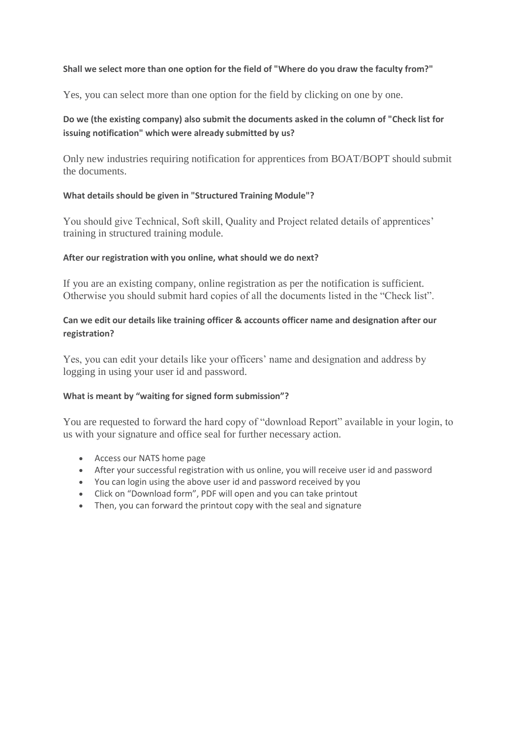**Shall we select more than one option for the field of "Where do you draw the faculty from?"**

Yes, you can select more than one option for the field by clicking on one by one.

**Do we (the existing company) also submit the documents asked in the column of "Check list for issuing notification" which were already submitted by us?**

Only new industries requiring notification for apprentices from BOAT/BOPT should submit the documents.

**What details should be given in "Structured Training Module"?**

You should give Technical, Soft skill, Quality and Project related details of apprentices' training in structured training module.

**After our registration with you online, what should we do next?**

If you are an existing company, online registration as per the notification is sufficient. Otherwise you should submit hard copies of all the documents listed in the "Check list".

**Can we edit our details like training officer & accounts officer name and designation after our registration?**

Yes, you can edit your details like your officers' name and designation and address by logging in using your user id and password.

**What is meant by "waiting for signed form submission"?**

You are requested to forward the hard copy of "download Report" available in your login, to us with your signature and office seal for further necessary action.

- Access our NATS home page
- After your successful registration with us online, you will receive user id and password
- You can login using the above user id and password received by you
- Click on "Download form", PDF will open and you can take printout
- Then, you can forward the printout copy with the seal and signature